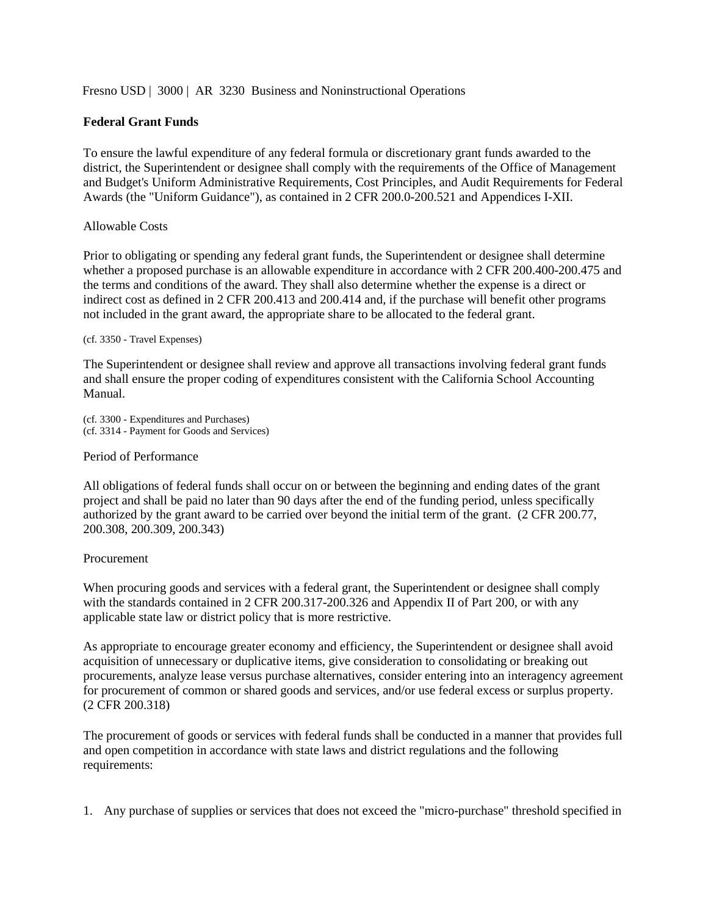Fresno USD | 3000 | AR 3230 Business and Noninstructional Operations

**Federal Grant Funds**

To ensure the lawful expenditure of any federal formula or discretionary grant funds awarded to the district, the Superintendent or designee shall comply with the requirements of the Office of Management and Budget's Uniform Administrative Requirements, Cost Principles, and Audit Requirements for Federal Awards (the "Uniform Guidance"), as contained in 2 CFR 200.0-200.521 and Appendices I-XII.

Allowable Costs

Prior to obligating or spending any federal grant funds, the Superintendent or designee shall determine whether a proposed purchase is an allowable expenditure in accordance with 2 CFR 200.400-200.475 and the terms and conditions of the award. They shall also determine whether the expense is a direct or indirect cost as defined in 2 CFR 200.413 and 200.414 and, if the purchase will benefit other programs not included in the grant award, the appropriate share to be allocated to the federal grant.

(cf. 3350 - Travel Expenses)

The Superintendent or designee shall review and approve all transactions involving federal grant funds and shall ensure the proper coding of expenditures consistent with the California School Accounting Manual.

(cf. 3300 - Expenditures and Purchases)
(cf. 3314 - Payment for Goods and Services)

Period of Performance

All obligations of federal funds shall occur on or between the beginning and ending dates of the grant project and shall be paid no later than 90 days after the end of the funding period, unless specifically authorized by the grant award to be carried over beyond the initial term of the grant. (2 CFR 200.77, 200.308, 200.309, 200.343)

Procurement

When procuring goods and services with a federal grant, the Superintendent or designee shall comply with the standards contained in 2 CFR 200.317-200.326 and Appendix II of Part 200, or with any applicable state law or district policy that is more restrictive.

As appropriate to encourage greater economy and efficiency, the Superintendent or designee shall avoid acquisition of unnecessary or duplicative items, give consideration to consolidating or breaking out procurements, analyze lease versus purchase alternatives, consider entering into an interagency agreement for procurement of common or shared goods and services, and/or use federal excess or surplus property. (2 CFR 200.318)

The procurement of goods or services with federal funds shall be conducted in a manner that provides full and open competition in accordance with state laws and district regulations and the following requirements:

1. Any purchase of supplies or services that does not exceed the "micro-purchase" threshold specified in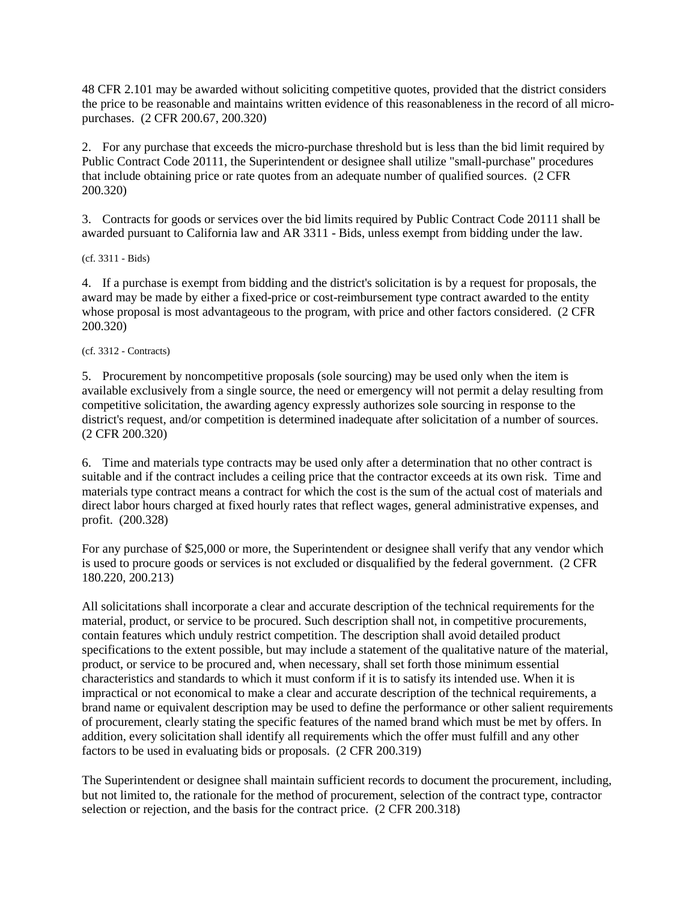48 CFR 2.101 may be awarded without soliciting competitive quotes, provided that the district considers the price to be reasonable and maintains written evidence of this reasonableness in the record of all micro-purchases. (2 CFR 200.67, 200.320)

2. For any purchase that exceeds the micro-purchase threshold but is less than the bid limit required by Public Contract Code 20111, the Superintendent or designee shall utilize "small-purchase" procedures that include obtaining price or rate quotes from an adequate number of qualified sources. (2 CFR 200.320)

3. Contracts for goods or services over the bid limits required by Public Contract Code 20111 shall be awarded pursuant to California law and AR 3311 - Bids, unless exempt from bidding under the law.

(cf. 3311 - Bids)

4. If a purchase is exempt from bidding and the district's solicitation is by a request for proposals, the award may be made by either a fixed-price or cost-reimbursement type contract awarded to the entity whose proposal is most advantageous to the program, with price and other factors considered. (2 CFR 200.320)

(cf. 3312 - Contracts)

5. Procurement by noncompetitive proposals (sole sourcing) may be used only when the item is available exclusively from a single source, the need or emergency will not permit a delay resulting from competitive solicitation, the awarding agency expressly authorizes sole sourcing in response to the district's request, and/or competition is determined inadequate after solicitation of a number of sources. (2 CFR 200.320)

6. Time and materials type contracts may be used only after a determination that no other contract is suitable and if the contract includes a ceiling price that the contractor exceeds at its own risk. Time and materials type contract means a contract for which the cost is the sum of the actual cost of materials and direct labor hours charged at fixed hourly rates that reflect wages, general administrative expenses, and profit. (200.328)

For any purchase of $25,000 or more, the Superintendent or designee shall verify that any vendor which is used to procure goods or services is not excluded or disqualified by the federal government. (2 CFR 180.220, 200.213)

All solicitations shall incorporate a clear and accurate description of the technical requirements for the material, product, or service to be procured. Such description shall not, in competitive procurements, contain features which unduly restrict competition. The description shall avoid detailed product specifications to the extent possible, but may include a statement of the qualitative nature of the material, product, or service to be procured and, when necessary, shall set forth those minimum essential characteristics and standards to which it must conform if it is to satisfy its intended use. When it is impractical or not economical to make a clear and accurate description of the technical requirements, a brand name or equivalent description may be used to define the performance or other salient requirements of procurement, clearly stating the specific features of the named brand which must be met by offers. In addition, every solicitation shall identify all requirements which the offer must fulfill and any other factors to be used in evaluating bids or proposals. (2 CFR 200.319)

The Superintendent or designee shall maintain sufficient records to document the procurement, including, but not limited to, the rationale for the method of procurement, selection of the contract type, contractor selection or rejection, and the basis for the contract price. (2 CFR 200.318)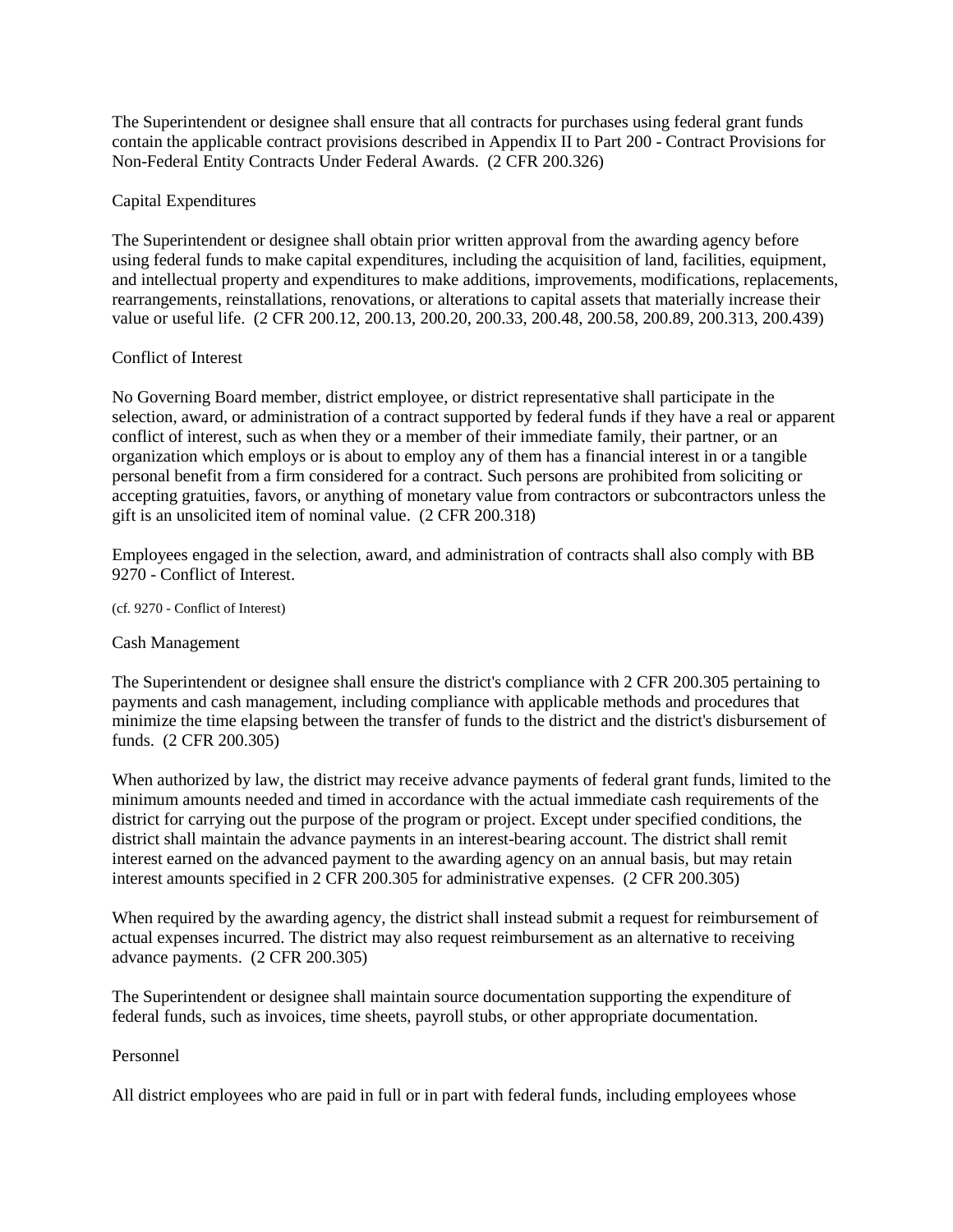The Superintendent or designee shall ensure that all contracts for purchases using federal grant funds contain the applicable contract provisions described in Appendix II to Part 200 - Contract Provisions for Non-Federal Entity Contracts Under Federal Awards. (2 CFR 200.326)

Capital Expenditures

The Superintendent or designee shall obtain prior written approval from the awarding agency before using federal funds to make capital expenditures, including the acquisition of land, facilities, equipment, and intellectual property and expenditures to make additions, improvements, modifications, replacements, rearrangements, reinstallations, renovations, or alterations to capital assets that materially increase their value or useful life. (2 CFR 200.12, 200.13, 200.20, 200.33, 200.48, 200.58, 200.89, 200.313, 200.439)

Conflict of Interest

No Governing Board member, district employee, or district representative shall participate in the selection, award, or administration of a contract supported by federal funds if they have a real or apparent conflict of interest, such as when they or a member of their immediate family, their partner, or an organization which employs or is about to employ any of them has a financial interest in or a tangible personal benefit from a firm considered for a contract. Such persons are prohibited from soliciting or accepting gratuities, favors, or anything of monetary value from contractors or subcontractors unless the gift is an unsolicited item of nominal value. (2 CFR 200.318)

Employees engaged in the selection, award, and administration of contracts shall also comply with BB 9270 - Conflict of Interest.

(cf. 9270 - Conflict of Interest)

Cash Management

The Superintendent or designee shall ensure the district's compliance with 2 CFR 200.305 pertaining to payments and cash management, including compliance with applicable methods and procedures that minimize the time elapsing between the transfer of funds to the district and the district's disbursement of funds. (2 CFR 200.305)

When authorized by law, the district may receive advance payments of federal grant funds, limited to the minimum amounts needed and timed in accordance with the actual immediate cash requirements of the district for carrying out the purpose of the program or project. Except under specified conditions, the district shall maintain the advance payments in an interest-bearing account. The district shall remit interest earned on the advanced payment to the awarding agency on an annual basis, but may retain interest amounts specified in 2 CFR 200.305 for administrative expenses. (2 CFR 200.305)

When required by the awarding agency, the district shall instead submit a request for reimbursement of actual expenses incurred. The district may also request reimbursement as an alternative to receiving advance payments. (2 CFR 200.305)

The Superintendent or designee shall maintain source documentation supporting the expenditure of federal funds, such as invoices, time sheets, payroll stubs, or other appropriate documentation.

Personnel

All district employees who are paid in full or in part with federal funds, including employees whose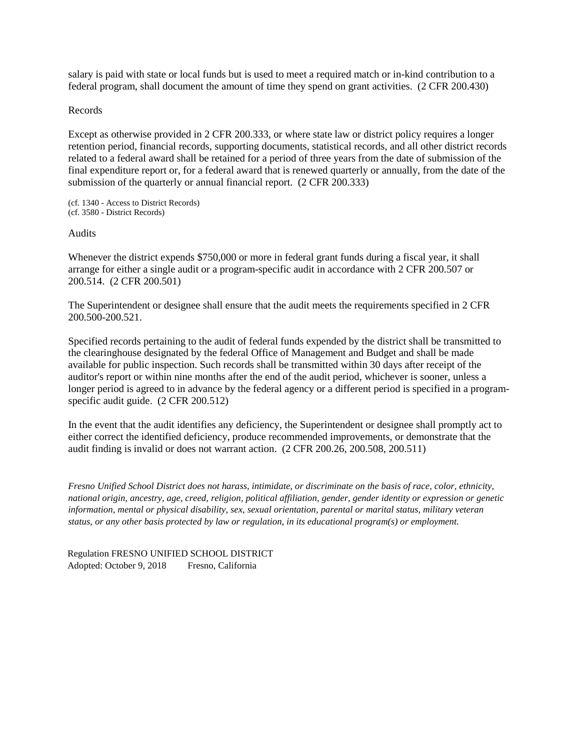salary is paid with state or local funds but is used to meet a required match or in-kind contribution to a federal program, shall document the amount of time they spend on grant activities. (2 CFR 200.430)

## Records

Except as otherwise provided in 2 CFR 200.333, or where state law or district policy requires a longer retention period, financial records, supporting documents, statistical records, and all other district records related to a federal award shall be retained for a period of three years from the date of submission of the final expenditure report or, for a federal award that is renewed quarterly or annually, from the date of the submission of the quarterly or annual financial report. (2 CFR 200.333)

(cf. 1340 - Access to District Records)
(cf. 3580 - District Records)

## Audits

Whenever the district expends $750,000 or more in federal grant funds during a fiscal year, it shall arrange for either a single audit or a program-specific audit in accordance with 2 CFR 200.507 or 200.514. (2 CFR 200.501)

The Superintendent or designee shall ensure that the audit meets the requirements specified in 2 CFR 200.500-200.521.

Specified records pertaining to the audit of federal funds expended by the district shall be transmitted to the clearinghouse designated by the federal Office of Management and Budget and shall be made available for public inspection. Such records shall be transmitted within 30 days after receipt of the auditor's report or within nine months after the end of the audit period, whichever is sooner, unless a longer period is agreed to in advance by the federal agency or a different period is specified in a program-specific audit guide. (2 CFR 200.512)

In the event that the audit identifies any deficiency, the Superintendent or designee shall promptly act to either correct the identified deficiency, produce recommended improvements, or demonstrate that the audit finding is invalid or does not warrant action. (2 CFR 200.26, 200.508, 200.511)

*Fresno Unified School District does not harass, intimidate, or discriminate on the basis of race, color, ethnicity, national origin, ancestry, age, creed, religion, political affiliation, gender, gender identity or expression or genetic information, mental or physical disability, sex, sexual orientation, parental or marital status, military veteran status, or any other basis protected by law or regulation, in its educational program(s) or employment.*

Regulation FRESNO UNIFIED SCHOOL DISTRICT
Adopted: October 9, 2018 Fresno, California